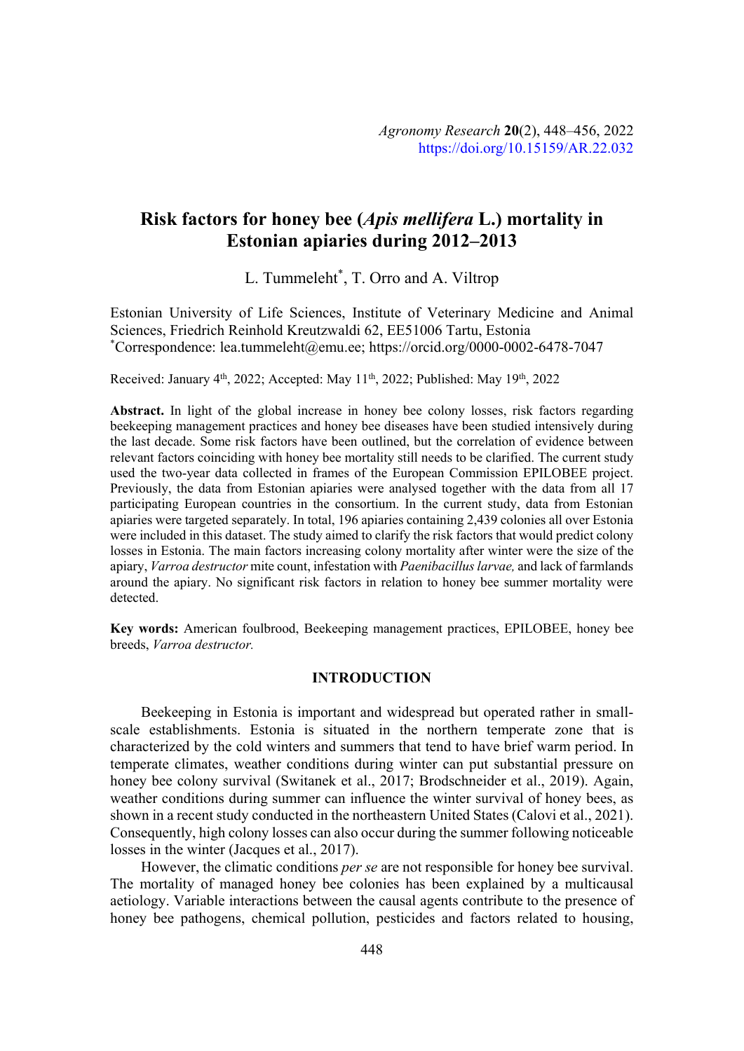# Risk factors for honey bee (*Apis mellifera* L.) mortality in Estonian apiaries during 2012–2013

L. Tummeleht*, T. Orro and A. Viltrop

Estonian University of Life Sciences, Institute of Veterinary Medicine and Animal Sciences, Friedrich Reinhold Kreutzwaldi 62, EE51006 Tartu, Estonia
*Correspondence: lea.tummeleht@emu.ee; https://orcid.org/0000-0002-6478-7047

Received: January 4th, 2022; Accepted: May 11th, 2022; Published: May 19th, 2022

**Abstract.** In light of the global increase in honey bee colony losses, risk factors regarding beekeeping management practices and honey bee diseases have been studied intensively during the last decade. Some risk factors have been outlined, but the correlation of evidence between relevant factors coinciding with honey bee mortality still needs to be clarified. The current study used the two-year data collected in frames of the European Commission EPILOBEE project. Previously, the data from Estonian apiaries were analysed together with the data from all 17 participating European countries in the consortium. In the current study, data from Estonian apiaries were targeted separately. In total, 196 apiaries containing 2,439 colonies all over Estonia were included in this dataset. The study aimed to clarify the risk factors that would predict colony losses in Estonia. The main factors increasing colony mortality after winter were the size of the apiary, *Varroa destructor* mite count, infestation with *Paenibacillus larvae,* and lack of farmlands around the apiary. No significant risk factors in relation to honey bee summer mortality were detected.

**Key words:** American foulbrood, Beekeeping management practices, EPILOBEE, honey bee breeds, *Varroa destructor.*

## INTRODUCTION

Beekeeping in Estonia is important and widespread but operated rather in small-scale establishments. Estonia is situated in the northern temperate zone that is characterized by the cold winters and summers that tend to have brief warm period. In temperate climates, weather conditions during winter can put substantial pressure on honey bee colony survival (Switanek et al., 2017; Brodschneider et al., 2019). Again, weather conditions during summer can influence the winter survival of honey bees, as shown in a recent study conducted in the northeastern United States (Calovi et al., 2021). Consequently, high colony losses can also occur during the summer following noticeable losses in the winter (Jacques et al., 2017).

However, the climatic conditions *per se* are not responsible for honey bee survival. The mortality of managed honey bee colonies has been explained by a multicausal aetiology. Variable interactions between the causal agents contribute to the presence of honey bee pathogens, chemical pollution, pesticides and factors related to housing,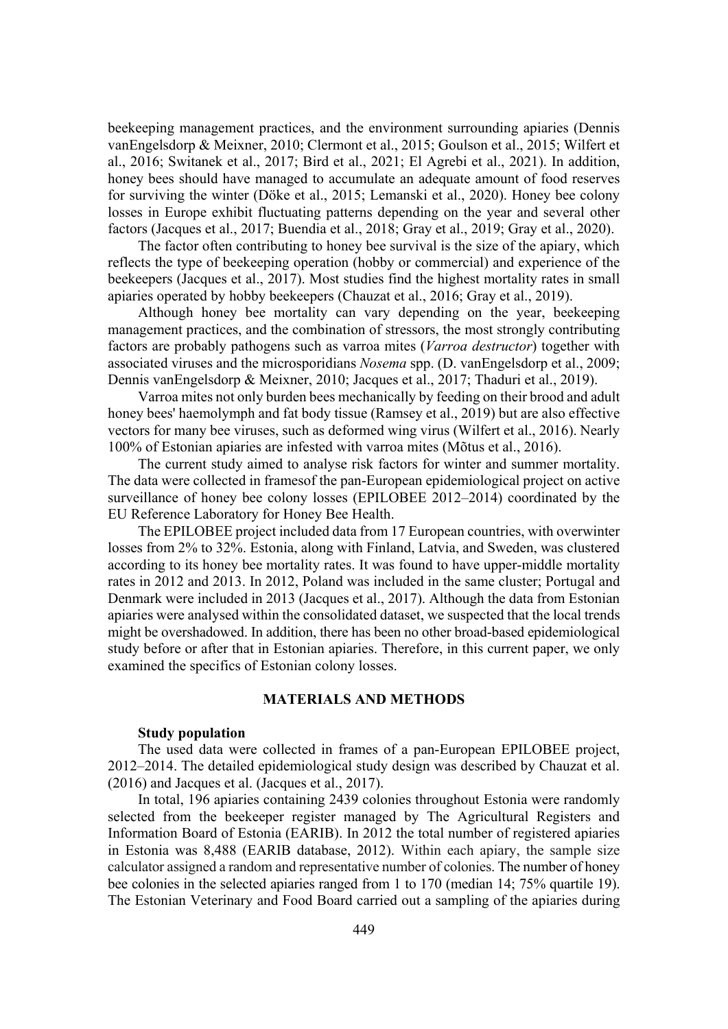beekeeping management practices, and the environment surrounding apiaries (Dennis vanEngelsdorp & Meixner, 2010; Clermont et al., 2015; Goulson et al., 2015; Wilfert et al., 2016; Switanek et al., 2017; Bird et al., 2021; El Agrebi et al., 2021). In addition, honey bees should have managed to accumulate an adequate amount of food reserves for surviving the winter (Döke et al., 2015; Lemanski et al., 2020). Honey bee colony losses in Europe exhibit fluctuating patterns depending on the year and several other factors (Jacques et al., 2017; Buendia et al., 2018; Gray et al., 2019; Gray et al., 2020).

The factor often contributing to honey bee survival is the size of the apiary, which reflects the type of beekeeping operation (hobby or commercial) and experience of the beekeepers (Jacques et al., 2017). Most studies find the highest mortality rates in small apiaries operated by hobby beekeepers (Chauzat et al., 2016; Gray et al., 2019).

Although honey bee mortality can vary depending on the year, beekeeping management practices, and the combination of stressors, the most strongly contributing factors are probably pathogens such as varroa mites (*Varroa destructor*) together with associated viruses and the microsporidians *Nosema* spp. (D. vanEngelsdorp et al., 2009; Dennis vanEngelsdorp & Meixner, 2010; Jacques et al., 2017; Thaduri et al., 2019).

Varroa mites not only burden bees mechanically by feeding on their brood and adult honey bees' haemolymph and fat body tissue (Ramsey et al., 2019) but are also effective vectors for many bee viruses, such as deformed wing virus (Wilfert et al., 2016). Nearly 100% of Estonian apiaries are infested with varroa mites (Mõtus et al., 2016).

The current study aimed to analyse risk factors for winter and summer mortality. The data were collected in framesof the pan-European epidemiological project on active surveillance of honey bee colony losses (EPILOBEE 2012–2014) coordinated by the EU Reference Laboratory for Honey Bee Health.

The EPILOBEE project included data from 17 European countries, with overwinter losses from 2% to 32%. Estonia, along with Finland, Latvia, and Sweden, was clustered according to its honey bee mortality rates. It was found to have upper-middle mortality rates in 2012 and 2013. In 2012, Poland was included in the same cluster; Portugal and Denmark were included in 2013 (Jacques et al., 2017). Although the data from Estonian apiaries were analysed within the consolidated dataset, we suspected that the local trends might be overshadowed. In addition, there has been no other broad-based epidemiological study before or after that in Estonian apiaries. Therefore, in this current paper, we only examined the specifics of Estonian colony losses.

## MATERIALS AND METHODS

### Study population

The used data were collected in frames of a pan-European EPILOBEE project, 2012–2014. The detailed epidemiological study design was described by Chauzat et al. (2016) and Jacques et al. (Jacques et al., 2017).

In total, 196 apiaries containing 2439 colonies throughout Estonia were randomly selected from the beekeeper register managed by The Agricultural Registers and Information Board of Estonia (EARIB). In 2012 the total number of registered apiaries in Estonia was 8,488 (EARIB database, 2012). Within each apiary, the sample size calculator assigned a random and representative number of colonies. The number of honey bee colonies in the selected apiaries ranged from 1 to 170 (median 14; 75% quartile 19). The Estonian Veterinary and Food Board carried out a sampling of the apiaries during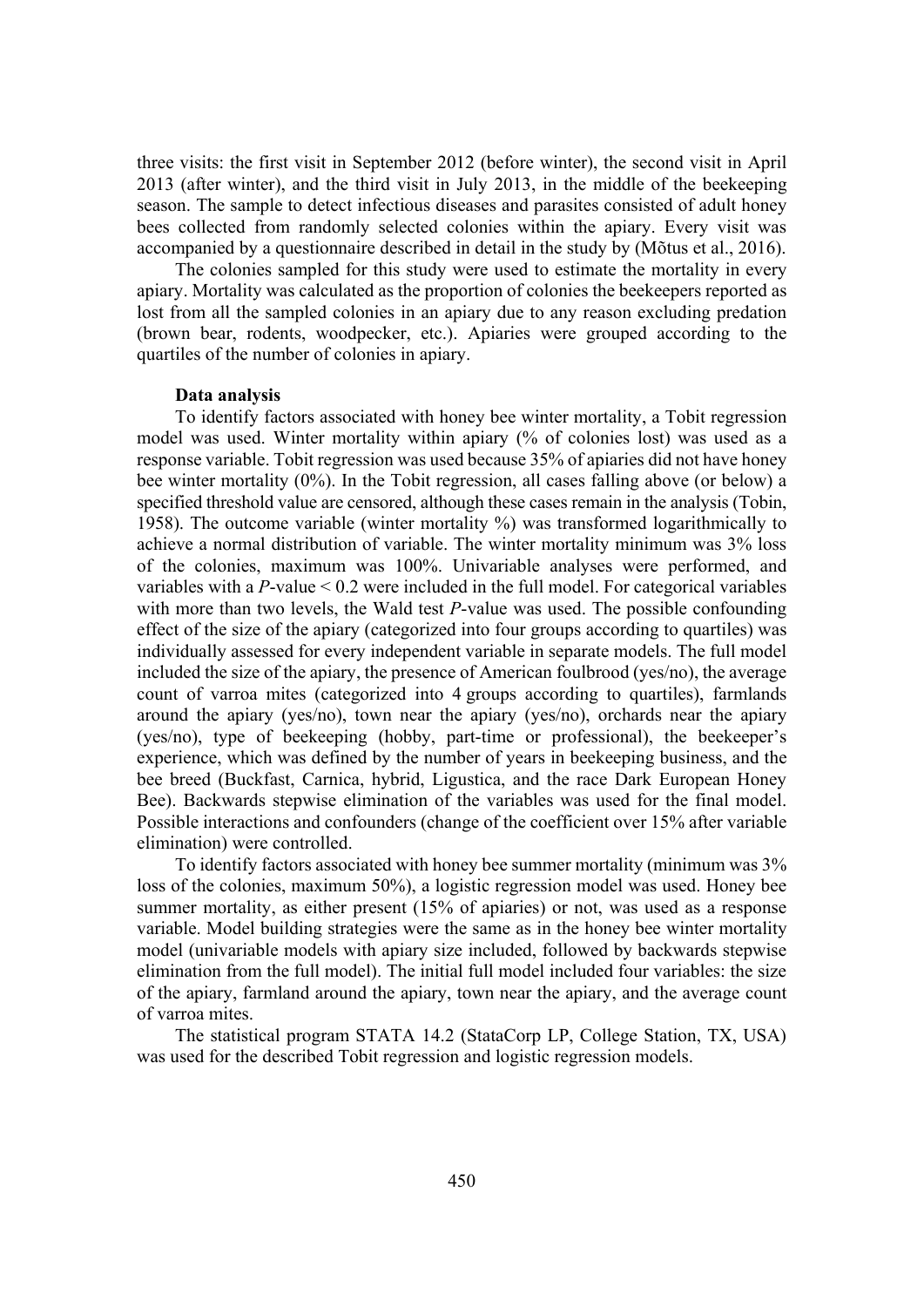three visits: the first visit in September 2012 (before winter), the second visit in April 2013 (after winter), and the third visit in July 2013, in the middle of the beekeeping season. The sample to detect infectious diseases and parasites consisted of adult honey bees collected from randomly selected colonies within the apiary. Every visit was accompanied by a questionnaire described in detail in the study by (Mõtus et al., 2016).

The colonies sampled for this study were used to estimate the mortality in every apiary. Mortality was calculated as the proportion of colonies the beekeepers reported as lost from all the sampled colonies in an apiary due to any reason excluding predation (brown bear, rodents, woodpecker, etc.). Apiaries were grouped according to the quartiles of the number of colonies in apiary.

### Data analysis

To identify factors associated with honey bee winter mortality, a Tobit regression model was used. Winter mortality within apiary (% of colonies lost) was used as a response variable. Tobit regression was used because 35% of apiaries did not have honey bee winter mortality (0%). In the Tobit regression, all cases falling above (or below) a specified threshold value are censored, although these cases remain in the analysis (Tobin, 1958). The outcome variable (winter mortality %) was transformed logarithmically to achieve a normal distribution of variable. The winter mortality minimum was 3% loss of the colonies, maximum was 100%. Univariable analyses were performed, and variables with a *P*-value < 0.2 were included in the full model. For categorical variables with more than two levels, the Wald test *P*-value was used. The possible confounding effect of the size of the apiary (categorized into four groups according to quartiles) was individually assessed for every independent variable in separate models. The full model included the size of the apiary, the presence of American foulbrood (yes/no), the average count of varroa mites (categorized into 4 groups according to quartiles), farmlands around the apiary (yes/no), town near the apiary (yes/no), orchards near the apiary (yes/no), type of beekeeping (hobby, part-time or professional), the beekeeper's experience, which was defined by the number of years in beekeeping business, and the bee breed (Buckfast, Carnica, hybrid, Ligustica, and the race Dark European Honey Bee). Backwards stepwise elimination of the variables was used for the final model. Possible interactions and confounders (change of the coefficient over 15% after variable elimination) were controlled.

To identify factors associated with honey bee summer mortality (minimum was 3% loss of the colonies, maximum 50%), a logistic regression model was used. Honey bee summer mortality, as either present (15% of apiaries) or not, was used as a response variable. Model building strategies were the same as in the honey bee winter mortality model (univariable models with apiary size included, followed by backwards stepwise elimination from the full model). The initial full model included four variables: the size of the apiary, farmland around the apiary, town near the apiary, and the average count of varroa mites.

The statistical program STATA 14.2 (StataCorp LP, College Station, TX, USA) was used for the described Tobit regression and logistic regression models.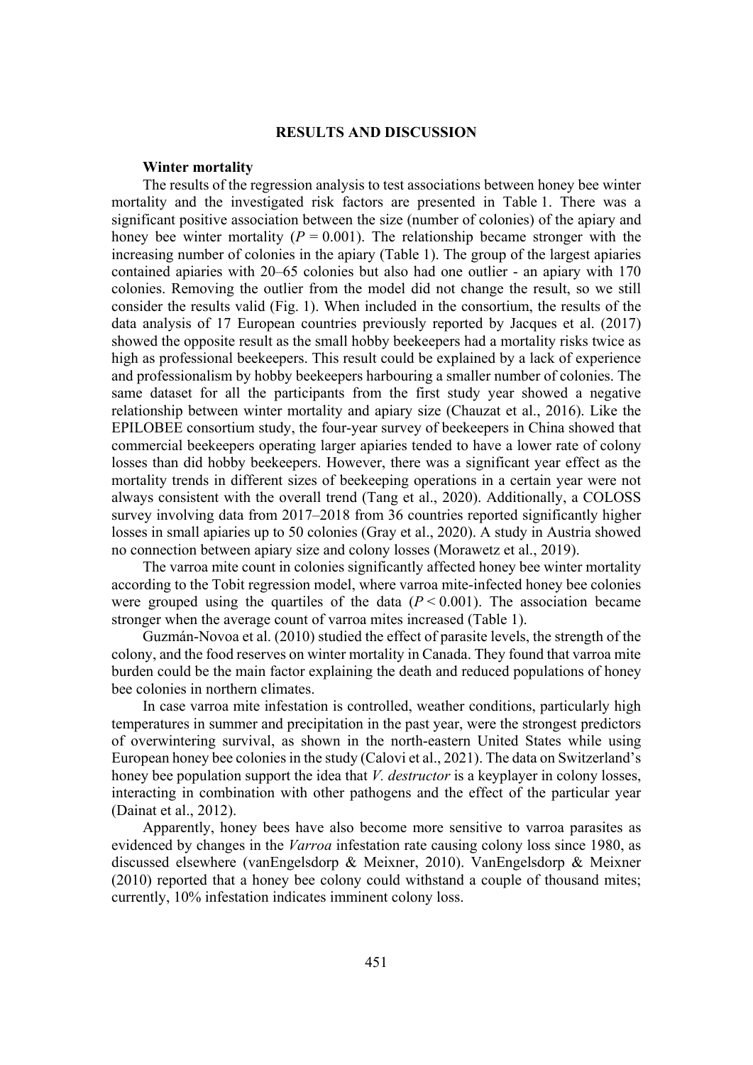## RESULTS AND DISCUSSION

### Winter mortality

The results of the regression analysis to test associations between honey bee winter mortality and the investigated risk factors are presented in Table 1. There was a significant positive association between the size (number of colonies) of the apiary and honey bee winter mortality ($P = 0.001$). The relationship became stronger with the increasing number of colonies in the apiary (Table 1). The group of the largest apiaries contained apiaries with 20–65 colonies but also had one outlier - an apiary with 170 colonies. Removing the outlier from the model did not change the result, so we still consider the results valid (Fig. 1). When included in the consortium, the results of the data analysis of 17 European countries previously reported by Jacques et al. (2017) showed the opposite result as the small hobby beekeepers had a mortality risks twice as high as professional beekeepers. This result could be explained by a lack of experience and professionalism by hobby beekeepers harbouring a smaller number of colonies. The same dataset for all the participants from the first study year showed a negative relationship between winter mortality and apiary size (Chauzat et al., 2016). Like the EPILOBEE consortium study, the four-year survey of beekeepers in China showed that commercial beekeepers operating larger apiaries tended to have a lower rate of colony losses than did hobby beekeepers. However, there was a significant year effect as the mortality trends in different sizes of beekeeping operations in a certain year were not always consistent with the overall trend (Tang et al., 2020). Additionally, a COLOSS survey involving data from 2017–2018 from 36 countries reported significantly higher losses in small apiaries up to 50 colonies (Gray et al., 2020). A study in Austria showed no connection between apiary size and colony losses (Morawetz et al., 2019).

The varroa mite count in colonies significantly affected honey bee winter mortality according to the Tobit regression model, where varroa mite-infected honey bee colonies were grouped using the quartiles of the data ($P < 0.001$). The association became stronger when the average count of varroa mites increased (Table 1).

Guzmán-Novoa et al. (2010) studied the effect of parasite levels, the strength of the colony, and the food reserves on winter mortality in Canada. They found that varroa mite burden could be the main factor explaining the death and reduced populations of honey bee colonies in northern climates.

In case varroa mite infestation is controlled, weather conditions, particularly high temperatures in summer and precipitation in the past year, were the strongest predictors of overwintering survival, as shown in the north-eastern United States while using European honey bee colonies in the study (Calovi et al., 2021). The data on Switzerland's honey bee population support the idea that *V. destructor* is a keyplayer in colony losses, interacting in combination with other pathogens and the effect of the particular year (Dainat et al., 2012).

Apparently, honey bees have also become more sensitive to varroa parasites as evidenced by changes in the *Varroa* infestation rate causing colony loss since 1980, as discussed elsewhere (vanEngelsdorp & Meixner, 2010). VanEngelsdorp & Meixner (2010) reported that a honey bee colony could withstand a couple of thousand mites; currently, 10% infestation indicates imminent colony loss.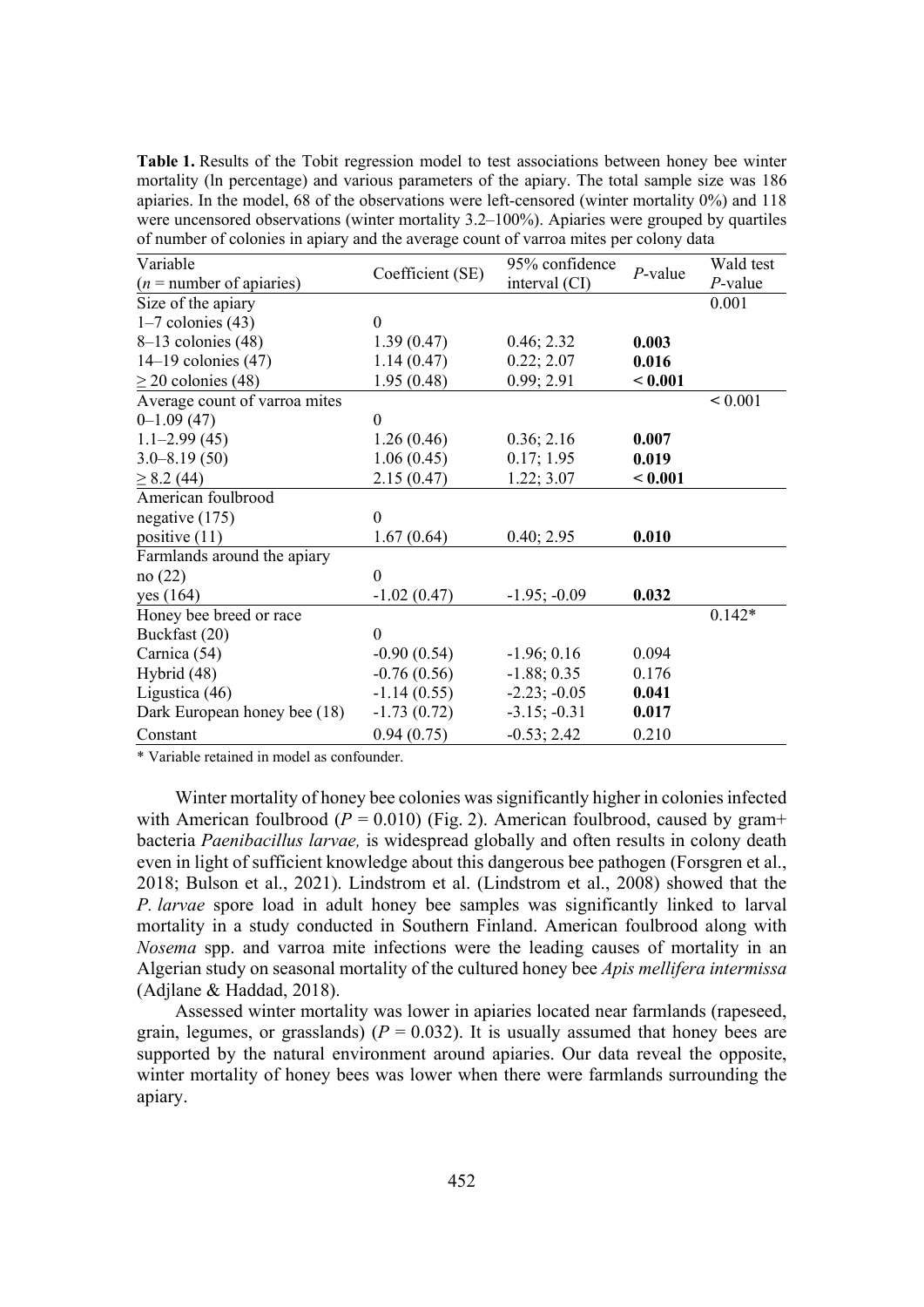**Table 1.** Results of the Tobit regression model to test associations between honey bee winter mortality (ln percentage) and various parameters of the apiary. The total sample size was 186 apiaries. In the model, 68 of the observations were left-censored (winter mortality 0%) and 118 were uncensored observations (winter mortality 3.2–100%). Apiaries were grouped by quartiles of number of colonies in apiary and the average count of varroa mites per colony data

| Variable ($n$ = number of apiaries) | Coefficient (SE) | 95% confidence interval (CI) | $P$-value | Wald test $P$-value |
|---|---|---|---|---|
| Size of the apiary | | | | 0.001 |
| 1–7 colonies (43) | 0 | | | |
| 8–13 colonies (48) | 1.39 (0.47) | 0.46; 2.32 | **0.003** | |
| 14–19 colonies (47) | 1.14 (0.47) | 0.22; 2.07 | **0.016** | |
| ≥ 20 colonies (48) | 1.95 (0.48) | 0.99; 2.91 | **< 0.001** | |
| Average count of varroa mites | | | | < 0.001 |
| 0–1.09 (47) | 0 | | | |
| 1.1–2.99 (45) | 1.26 (0.46) | 0.36; 2.16 | **0.007** | |
| 3.0–8.19 (50) | 1.06 (0.45) | 0.17; 1.95 | **0.019** | |
| ≥ 8.2 (44) | 2.15 (0.47) | 1.22; 3.07 | **< 0.001** | |
| American foulbrood | | | | |
| negative (175) | 0 | | | |
| positive (11) | 1.67 (0.64) | 0.40; 2.95 | **0.010** | |
| Farmlands around the apiary | | | | |
| no (22) | 0 | | | |
| yes (164) | -1.02 (0.47) | -1.95; -0.09 | **0.032** | |
| Honey bee breed or race | | | | 0.142* |
| Buckfast (20) | 0 | | | |
| Carnica (54) | -0.90 (0.54) | -1.96; 0.16 | 0.094 | |
| Hybrid (48) | -0.76 (0.56) | -1.88; 0.35 | 0.176 | |
| Ligustica (46) | -1.14 (0.55) | -2.23; -0.05 | **0.041** | |
| Dark European honey bee (18) | -1.73 (0.72) | -3.15; -0.31 | **0.017** | |
| Constant | 0.94 (0.75) | -0.53; 2.42 | 0.210 | |

\* Variable retained in model as confounder.

Winter mortality of honey bee colonies was significantly higher in colonies infected with American foulbrood ($P = 0.010$) (Fig. 2). American foulbrood, caused by gram+ bacteria *Paenibacillus larvae,* is widespread globally and often results in colony death even in light of sufficient knowledge about this dangerous bee pathogen (Forsgren et al., 2018; Bulson et al., 2021). Lindstrom et al. (Lindstrom et al., 2008) showed that the *P. larvae* spore load in adult honey bee samples was significantly linked to larval mortality in a study conducted in Southern Finland. American foulbrood along with *Nosema* spp. and varroa mite infections were the leading causes of mortality in an Algerian study on seasonal mortality of the cultured honey bee *Apis mellifera intermissa* (Adjlane & Haddad, 2018).

Assessed winter mortality was lower in apiaries located near farmlands (rapeseed, grain, legumes, or grasslands) ($P = 0.032$). It is usually assumed that honey bees are supported by the natural environment around apiaries. Our data reveal the opposite, winter mortality of honey bees was lower when there were farmlands surrounding the apiary.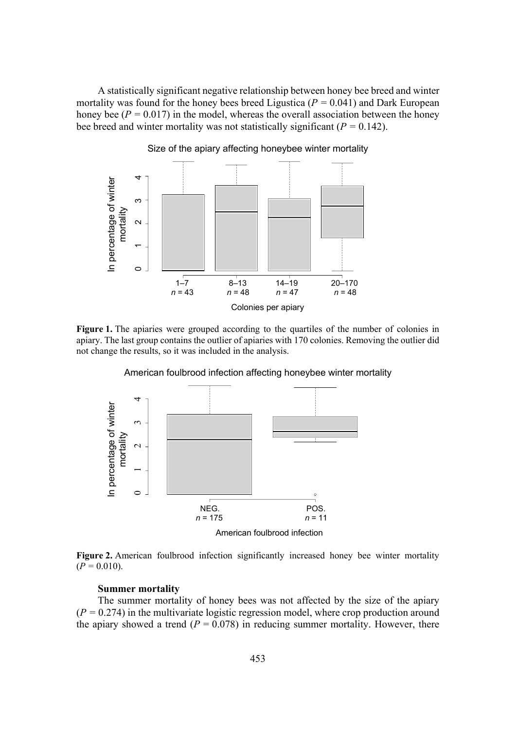A statistically significant negative relationship between honey bee breed and winter mortality was found for the honey bees breed Ligustica ($P = 0.041$) and Dark European honey bee ($P = 0.017$) in the model, whereas the overall association between the honey bee breed and winter mortality was not statistically significant ($P = 0.142$).

**Figure 1.** The apiaries were grouped according to the quartiles of the number of colonies in apiary. The last group contains the outlier of apiaries with 170 colonies. Removing the outlier did not change the results, so it was included in the analysis.

**Figure 2.** American foulbrood infection significantly increased honey bee winter mortality ($P = 0.010$).

**Summer mortality**

The summer mortality of honey bees was not affected by the size of the apiary ($P = 0.274$) in the multivariate logistic regression model, where crop production around the apiary showed a trend ($P = 0.078$) in reducing summer mortality. However, there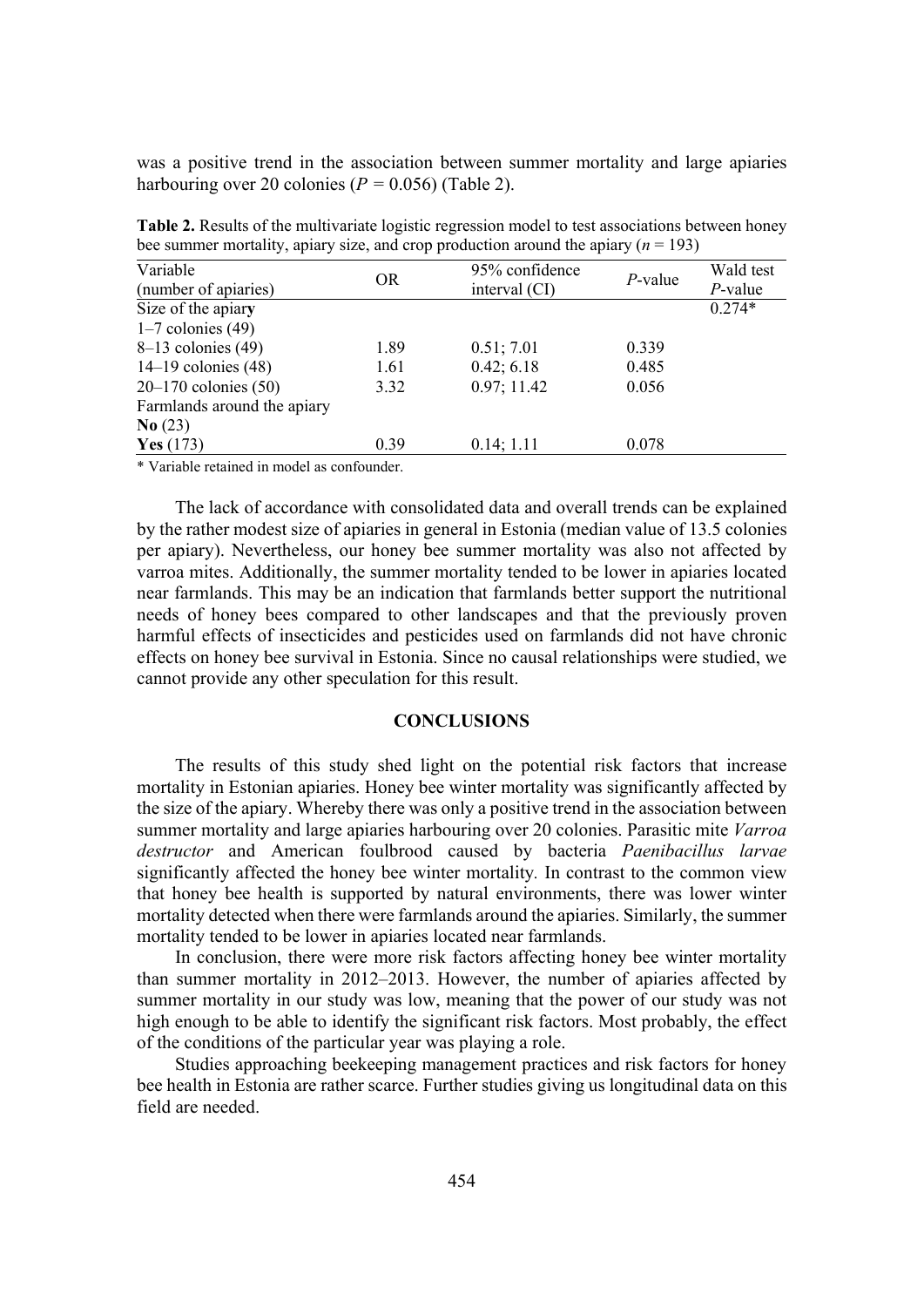was a positive trend in the association between summer mortality and large apiaries harbouring over 20 colonies ($P = 0.056$) (Table 2).

**Table 2.** Results of the multivariate logistic regression model to test associations between honey bee summer mortality, apiary size, and crop production around the apiary ($n = 193$)

| Variable (number of apiaries) | OR | 95% confidence interval (CI) | *P*-value | Wald test *P*-value |
|---|---|---|---|---|
| Size of the apiary | | | | 0.274* |
| 1–7 colonies (49) | | | | |
| 8–13 colonies (49) | 1.89 | 0.51; 7.01 | 0.339 | |
| 14–19 colonies (48) | 1.61 | 0.42; 6.18 | 0.485 | |
| 20–170 colonies (50) | 3.32 | 0.97; 11.42 | 0.056 | |
| Farmlands around the apiary | | | | |
| **No** (23) | | | | |
| **Yes** (173) | 0.39 | 0.14; 1.11 | 0.078 | |

\* Variable retained in model as confounder.

The lack of accordance with consolidated data and overall trends can be explained by the rather modest size of apiaries in general in Estonia (median value of 13.5 colonies per apiary). Nevertheless, our honey bee summer mortality was also not affected by varroa mites. Additionally, the summer mortality tended to be lower in apiaries located near farmlands. This may be an indication that farmlands better support the nutritional needs of honey bees compared to other landscapes and that the previously proven harmful effects of insecticides and pesticides used on farmlands did not have chronic effects on honey bee survival in Estonia. Since no causal relationships were studied, we cannot provide any other speculation for this result.

## CONCLUSIONS

The results of this study shed light on the potential risk factors that increase mortality in Estonian apiaries. Honey bee winter mortality was significantly affected by the size of the apiary. Whereby there was only a positive trend in the association between summer mortality and large apiaries harbouring over 20 colonies. Parasitic mite *Varroa destructor* and American foulbrood caused by bacteria *Paenibacillus larvae* significantly affected the honey bee winter mortality. In contrast to the common view that honey bee health is supported by natural environments, there was lower winter mortality detected when there were farmlands around the apiaries. Similarly, the summer mortality tended to be lower in apiaries located near farmlands.

In conclusion, there were more risk factors affecting honey bee winter mortality than summer mortality in 2012–2013. However, the number of apiaries affected by summer mortality in our study was low, meaning that the power of our study was not high enough to be able to identify the significant risk factors. Most probably, the effect of the conditions of the particular year was playing a role.

Studies approaching beekeeping management practices and risk factors for honey bee health in Estonia are rather scarce. Further studies giving us longitudinal data on this field are needed.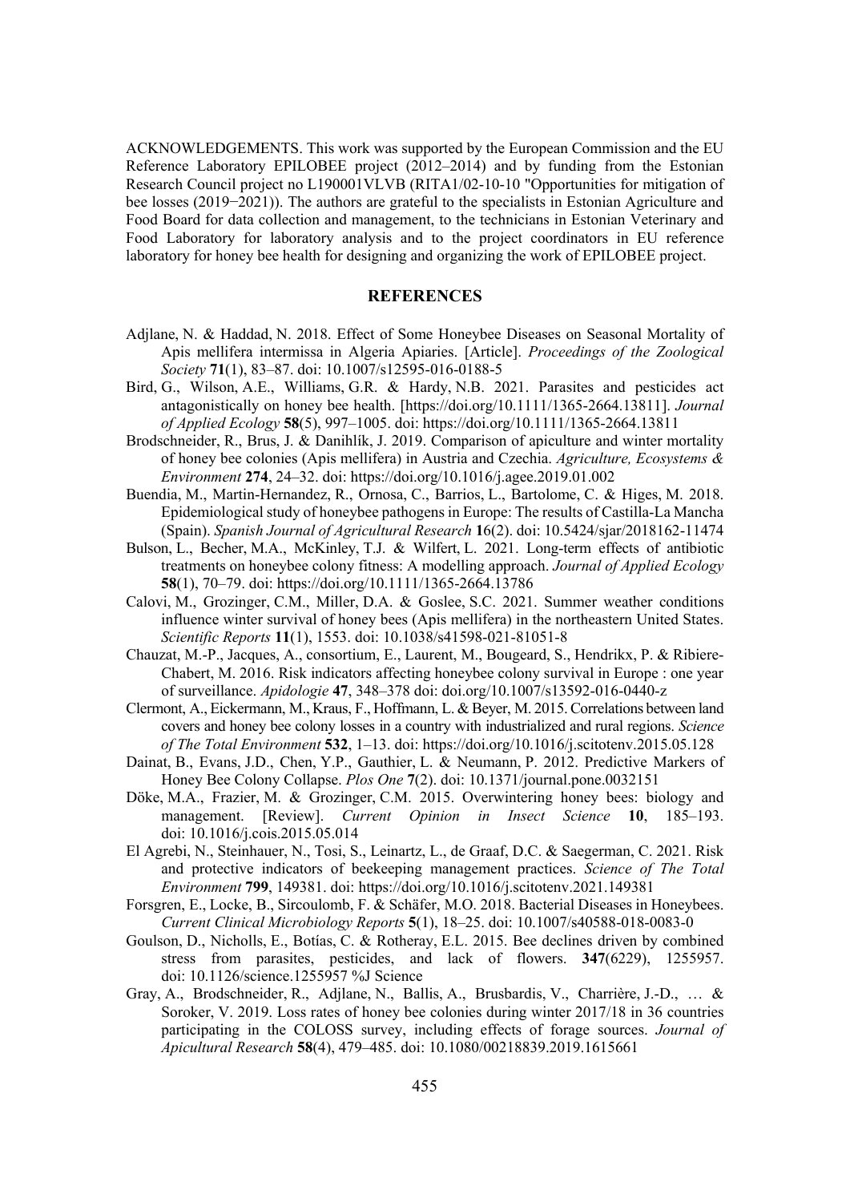ACKNOWLEDGEMENTS. This work was supported by the European Commission and the EU Reference Laboratory EPILOBEE project (2012–2014) and by funding from the Estonian Research Council project no L190001VLVB (RITA1/02-10-10 "Opportunities for mitigation of bee losses (2019−2021)). The authors are grateful to the specialists in Estonian Agriculture and Food Board for data collection and management, to the technicians in Estonian Veterinary and Food Laboratory for laboratory analysis and to the project coordinators in EU reference laboratory for honey bee health for designing and organizing the work of EPILOBEE project.

## REFERENCES

Adjlane, N. & Haddad, N. 2018. Effect of Some Honeybee Diseases on Seasonal Mortality of Apis mellifera intermissa in Algeria Apiaries. [Article]. *Proceedings of the Zoological Society* **71**(1), 83–87. doi: 10.1007/s12595-016-0188-5

Bird, G., Wilson, A.E., Williams, G.R. & Hardy, N.B. 2021. Parasites and pesticides act antagonistically on honey bee health. [https://doi.org/10.1111/1365-2664.13811]. *Journal of Applied Ecology* **58**(5), 997–1005. doi: https://doi.org/10.1111/1365-2664.13811

Brodschneider, R., Brus, J. & Danihlík, J. 2019. Comparison of apiculture and winter mortality of honey bee colonies (Apis mellifera) in Austria and Czechia. *Agriculture, Ecosystems & Environment* **274**, 24–32. doi: https://doi.org/10.1016/j.agee.2019.01.002

Buendia, M., Martin-Hernandez, R., Ornosa, C., Barrios, L., Bartolome, C. & Higes, M. 2018. Epidemiological study of honeybee pathogens in Europe: The results of Castilla-La Mancha (Spain). *Spanish Journal of Agricultural Research* **16**(2). doi: 10.5424/sjar/2018162-11474

Bulson, L., Becher, M.A., McKinley, T.J. & Wilfert, L. 2021. Long-term effects of antibiotic treatments on honeybee colony fitness: A modelling approach. *Journal of Applied Ecology* **58**(1), 70–79. doi: https://doi.org/10.1111/1365-2664.13786

Calovi, M., Grozinger, C.M., Miller, D.A. & Goslee, S.C. 2021. Summer weather conditions influence winter survival of honey bees (Apis mellifera) in the northeastern United States. *Scientific Reports* **11**(1), 1553. doi: 10.1038/s41598-021-81051-8

Chauzat, M.-P., Jacques, A., consortium, E., Laurent, M., Bougeard, S., Hendrikx, P. & Ribiere-Chabert, M. 2016. Risk indicators affecting honeybee colony survival in Europe : one year of surveillance. *Apidologie* **47**, 348–378 doi: doi.org/10.1007/s13592-016-0440-z

Clermont, A., Eickermann, M., Kraus, F., Hoffmann, L. & Beyer, M. 2015. Correlations between land covers and honey bee colony losses in a country with industrialized and rural regions. *Science of The Total Environment* **532**, 1–13. doi: https://doi.org/10.1016/j.scitotenv.2015.05.128

Dainat, B., Evans, J.D., Chen, Y.P., Gauthier, L. & Neumann, P. 2012. Predictive Markers of Honey Bee Colony Collapse. *Plos One* **7**(2). doi: 10.1371/journal.pone.0032151

Döke, M.A., Frazier, M. & Grozinger, C.M. 2015. Overwintering honey bees: biology and management. [Review]. *Current Opinion in Insect Science* **10**, 185–193. doi: 10.1016/j.cois.2015.05.014

El Agrebi, N., Steinhauer, N., Tosi, S., Leinartz, L., de Graaf, D.C. & Saegerman, C. 2021. Risk and protective indicators of beekeeping management practices. *Science of The Total Environment* **799**, 149381. doi: https://doi.org/10.1016/j.scitotenv.2021.149381

Forsgren, E., Locke, B., Sircoulomb, F. & Schäfer, M.O. 2018. Bacterial Diseases in Honeybees. *Current Clinical Microbiology Reports* **5**(1), 18–25. doi: 10.1007/s40588-018-0083-0

Goulson, D., Nicholls, E., Botías, C. & Rotheray, E.L. 2015. Bee declines driven by combined stress from parasites, pesticides, and lack of flowers. **347**(6229), 1255957. doi: 10.1126/science.1255957 %J Science

Gray, A., Brodschneider, R., Adjlane, N., Ballis, A., Brusbardis, V., Charrière, J.-D., … & Soroker, V. 2019. Loss rates of honey bee colonies during winter 2017/18 in 36 countries participating in the COLOSS survey, including effects of forage sources. *Journal of Apicultural Research* **58**(4), 479–485. doi: 10.1080/00218839.2019.1615661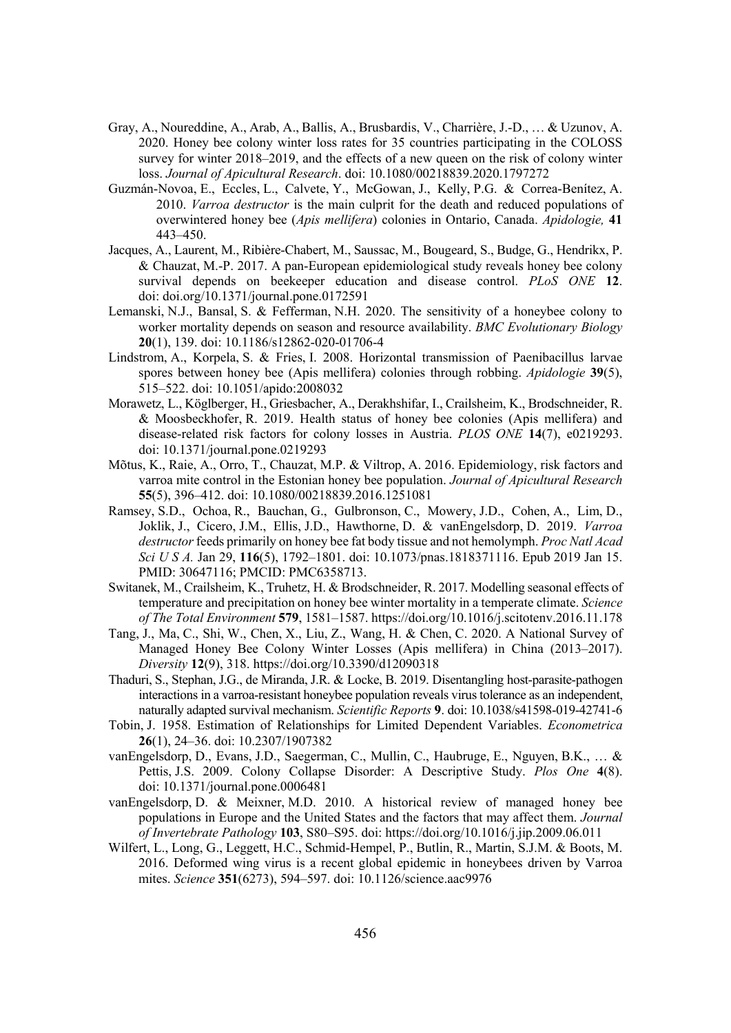Gray, A., Noureddine, A., Arab, A., Ballis, A., Brusbardis, V., Charrière, J.-D., … & Uzunov, A. 2020. Honey bee colony winter loss rates for 35 countries participating in the COLOSS survey for winter 2018–2019, and the effects of a new queen on the risk of colony winter loss. *Journal of Apicultural Research*. doi: 10.1080/00218839.2020.1797272

Guzmán-Novoa, E., Eccles, L., Calvete, Y., McGowan, J., Kelly, P.G. & Correa-Benítez, A. 2010. *Varroa destructor* is the main culprit for the death and reduced populations of overwintered honey bee (*Apis mellifera*) colonies in Ontario, Canada. *Apidologie,* **41** 443–450.

Jacques, A., Laurent, M., Ribière-Chabert, M., Saussac, M., Bougeard, S., Budge, G., Hendrikx, P. & Chauzat, M.-P. 2017. A pan-European epidemiological study reveals honey bee colony survival depends on beekeeper education and disease control. *PLoS ONE* **12**. doi: doi.org/10.1371/journal.pone.0172591

Lemanski, N.J., Bansal, S. & Fefferman, N.H. 2020. The sensitivity of a honeybee colony to worker mortality depends on season and resource availability. *BMC Evolutionary Biology* **20**(1), 139. doi: 10.1186/s12862-020-01706-4

Lindstrom, A., Korpela, S. & Fries, I. 2008. Horizontal transmission of Paenibacillus larvae spores between honey bee (Apis mellifera) colonies through robbing. *Apidologie* **39**(5), 515–522. doi: 10.1051/apido:2008032

Morawetz, L., Köglberger, H., Griesbacher, A., Derakhshifar, I., Crailsheim, K., Brodschneider, R. & Moosbeckhofer, R. 2019. Health status of honey bee colonies (Apis mellifera) and disease-related risk factors for colony losses in Austria. *PLOS ONE* **14**(7), e0219293. doi: 10.1371/journal.pone.0219293

Mõtus, K., Raie, A., Orro, T., Chauzat, M.P. & Viltrop, A. 2016. Epidemiology, risk factors and varroa mite control in the Estonian honey bee population. *Journal of Apicultural Research* **55**(5), 396–412. doi: 10.1080/00218839.2016.1251081

Ramsey, S.D., Ochoa, R., Bauchan, G., Gulbronson, C., Mowery, J.D., Cohen, A., Lim, D., Joklik, J., Cicero, J.M., Ellis, J.D., Hawthorne, D. & vanEngelsdorp, D. 2019. *Varroa destructor* feeds primarily on honey bee fat body tissue and not hemolymph. *Proc Natl Acad Sci U S A.* Jan 29, **116**(5), 1792–1801. doi: 10.1073/pnas.1818371116. Epub 2019 Jan 15. PMID: 30647116; PMCID: PMC6358713.

Switanek, M., Crailsheim, K., Truhetz, H. & Brodschneider, R. 2017. Modelling seasonal effects of temperature and precipitation on honey bee winter mortality in a temperate climate. *Science of The Total Environment* **579**, 1581–1587. https://doi.org/10.1016/j.scitotenv.2016.11.178

Tang, J., Ma, C., Shi, W., Chen, X., Liu, Z., Wang, H. & Chen, C. 2020. A National Survey of Managed Honey Bee Colony Winter Losses (Apis mellifera) in China (2013–2017). *Diversity* **12**(9), 318. https://doi.org/10.3390/d12090318

Thaduri, S., Stephan, J.G., de Miranda, J.R. & Locke, B. 2019. Disentangling host-parasite-pathogen interactions in a varroa-resistant honeybee population reveals virus tolerance as an independent, naturally adapted survival mechanism. *Scientific Reports* **9**. doi: 10.1038/s41598-019-42741-6

Tobin, J. 1958. Estimation of Relationships for Limited Dependent Variables. *Econometrica* **26**(1), 24–36. doi: 10.2307/1907382

vanEngelsdorp, D., Evans, J.D., Saegerman, C., Mullin, C., Haubruge, E., Nguyen, B.K., … & Pettis, J.S. 2009. Colony Collapse Disorder: A Descriptive Study. *Plos One* **4**(8). doi: 10.1371/journal.pone.0006481

vanEngelsdorp, D. & Meixner, M.D. 2010. A historical review of managed honey bee populations in Europe and the United States and the factors that may affect them. *Journal of Invertebrate Pathology* **103**, S80–S95. doi: https://doi.org/10.1016/j.jip.2009.06.011

Wilfert, L., Long, G., Leggett, H.C., Schmid-Hempel, P., Butlin, R., Martin, S.J.M. & Boots, M. 2016. Deformed wing virus is a recent global epidemic in honeybees driven by Varroa mites. *Science* **351**(6273), 594–597. doi: 10.1126/science.aac9976